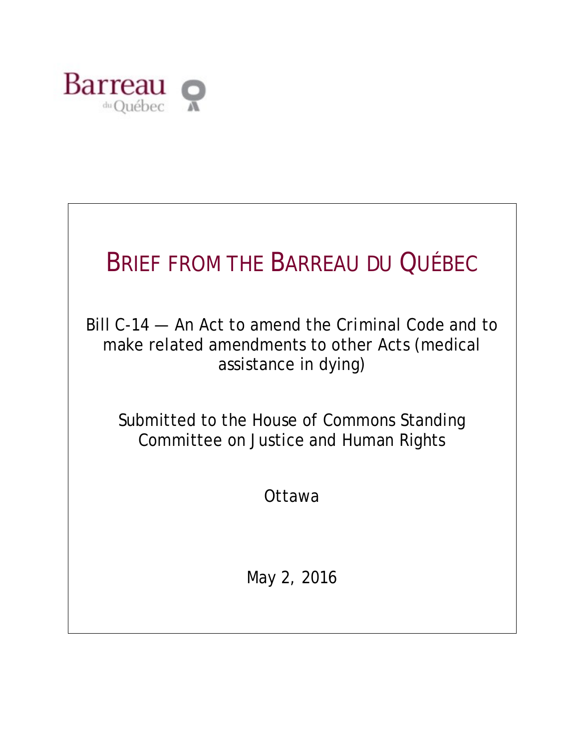Barreau du Québec

# BRIEF FROM THE BARREAU DU QUÉBEC

Bill C-14 — An Act to amend the Criminal Code and to make related amendments to other Acts (medical assistance in dying)

Submitted to the House of Commons Standing Committee on Justice and Human Rights

Ottawa

May 2, 2016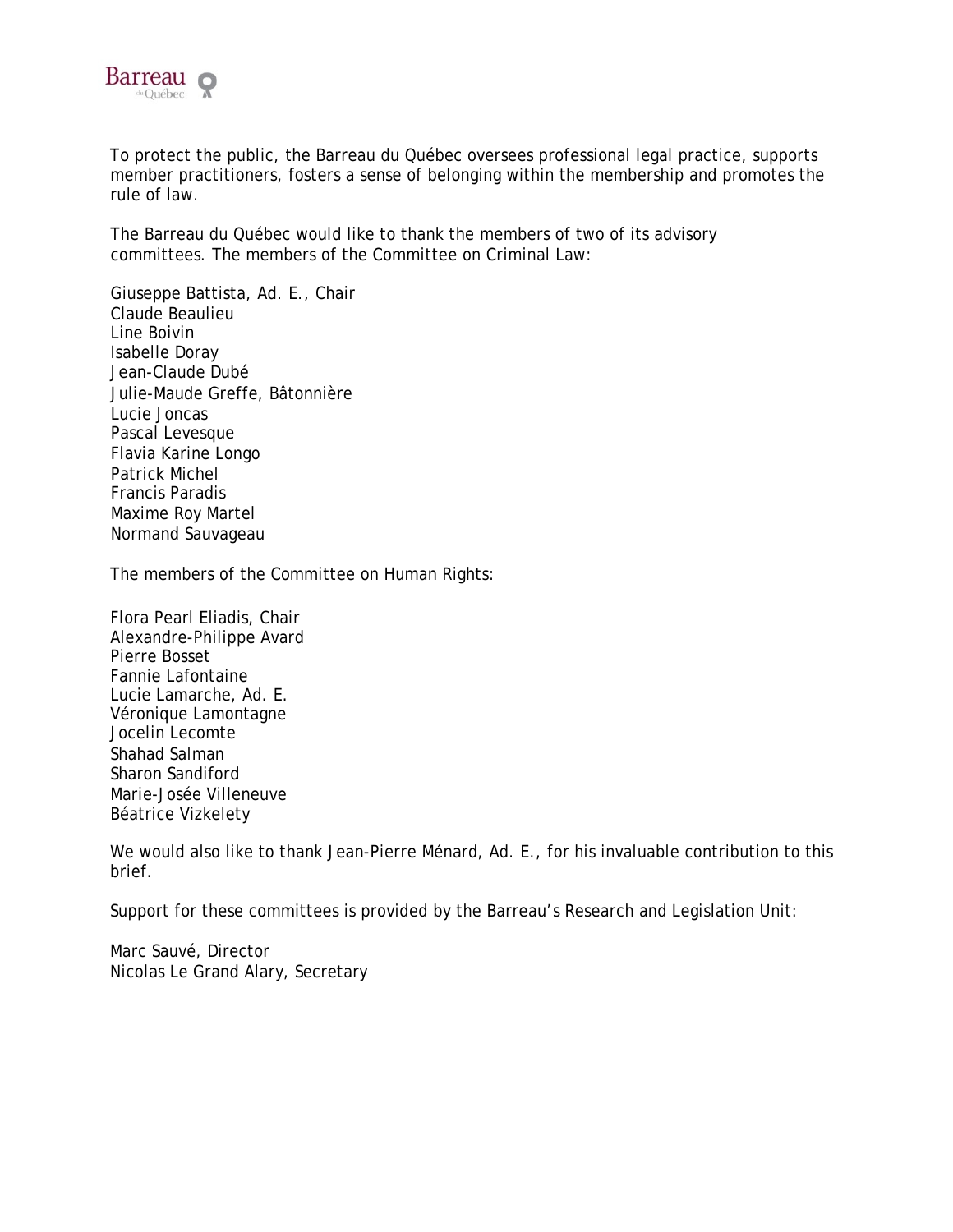To protect the public, the Barreau du Québec oversees professional legal practice, supports member practitioners, fosters a sense of belonging within the membership and promotes the rule of law.

The Barreau du Québec would like to thank the members of two of its advisory committees. The members of the Committee on Criminal Law:

Giuseppe Battista, Ad. E., Chair
Claude Beaulieu
Line Boivin
Isabelle Doray
Jean-Claude Dubé
Julie-Maude Greffe, Bâtonnière
Lucie Joncas
Pascal Levesque
Flavia Karine Longo
Patrick Michel
Francis Paradis
Maxime Roy Martel
Normand Sauvageau

The members of the Committee on Human Rights:

Flora Pearl Eliadis, Chair
Alexandre-Philippe Avard
Pierre Bosset
Fannie Lafontaine
Lucie Lamarche, Ad. E.
Véronique Lamontagne
Jocelin Lecomte
Shahad Salman
Sharon Sandiford
Marie-Josée Villeneuve
Béatrice Vizkelety

We would also like to thank Jean-Pierre Ménard, Ad. E., for his invaluable contribution to this brief.

Support for these committees is provided by the Barreau's Research and Legislation Unit:

Marc Sauvé, Director
Nicolas Le Grand Alary, Secretary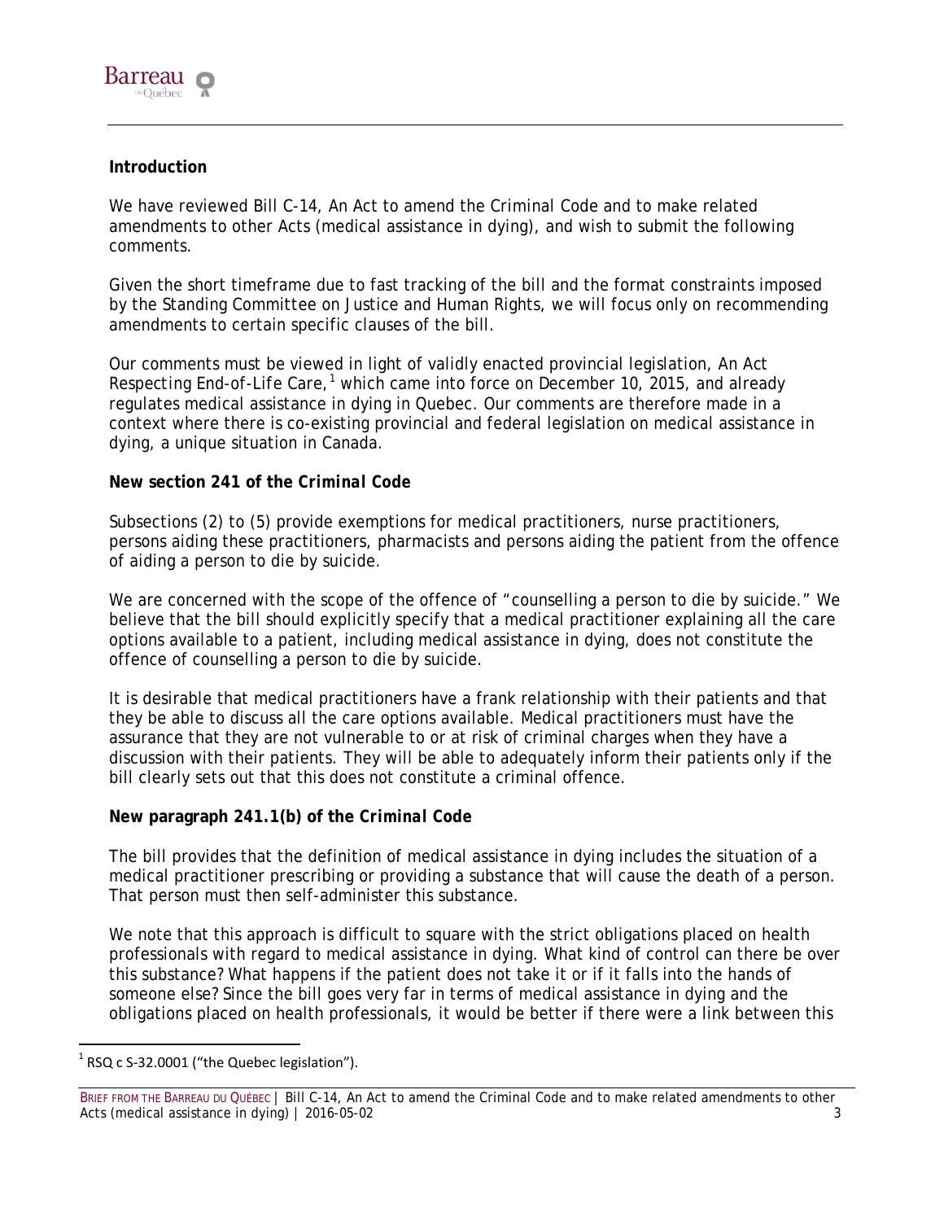**Introduction**

We have reviewed Bill C-14, An Act to amend the Criminal Code and to make related amendments to other Acts (medical assistance in dying), and wish to submit the following comments.

Given the short timeframe due to fast tracking of the bill and the format constraints imposed by the Standing Committee on Justice and Human Rights, we will focus only on recommending amendments to certain specific clauses of the bill.

Our comments must be viewed in light of validly enacted provincial legislation, An Act Respecting End-of-Life Care,[1] which came into force on December 10, 2015, and already regulates medical assistance in dying in Quebec. Our comments are therefore made in a context where there is co-existing provincial and federal legislation on medical assistance in dying, a unique situation in Canada.

**New section 241 of the *Criminal Code***

Subsections (2) to (5) provide exemptions for medical practitioners, nurse practitioners, persons aiding these practitioners, pharmacists and persons aiding the patient from the offence of aiding a person to die by suicide.

We are concerned with the scope of the offence of "counselling a person to die by suicide." We believe that the bill should explicitly specify that a medical practitioner explaining all the care options available to a patient, including medical assistance in dying, does not constitute the offence of counselling a person to die by suicide.

It is desirable that medical practitioners have a frank relationship with their patients and that they be able to discuss all the care options available. Medical practitioners must have the assurance that they are not vulnerable to or at risk of criminal charges when they have a discussion with their patients. They will be able to adequately inform their patients only if the bill clearly sets out that this does not constitute a criminal offence.

**New paragraph 241.1(b) of the *Criminal Code***

The bill provides that the definition of medical assistance in dying includes the situation of a medical practitioner prescribing or providing a substance that will cause the death of a person. That person must then self-administer this substance.

We note that this approach is difficult to square with the strict obligations placed on health professionals with regard to medical assistance in dying. What kind of control can there be over this substance? What happens if the patient does not take it or if it falls into the hands of someone else? Since the bill goes very far in terms of medical assistance in dying and the obligations placed on health professionals, it would be better if there were a link between this

[1] RSQ c S-32.0001 ("the Quebec legislation").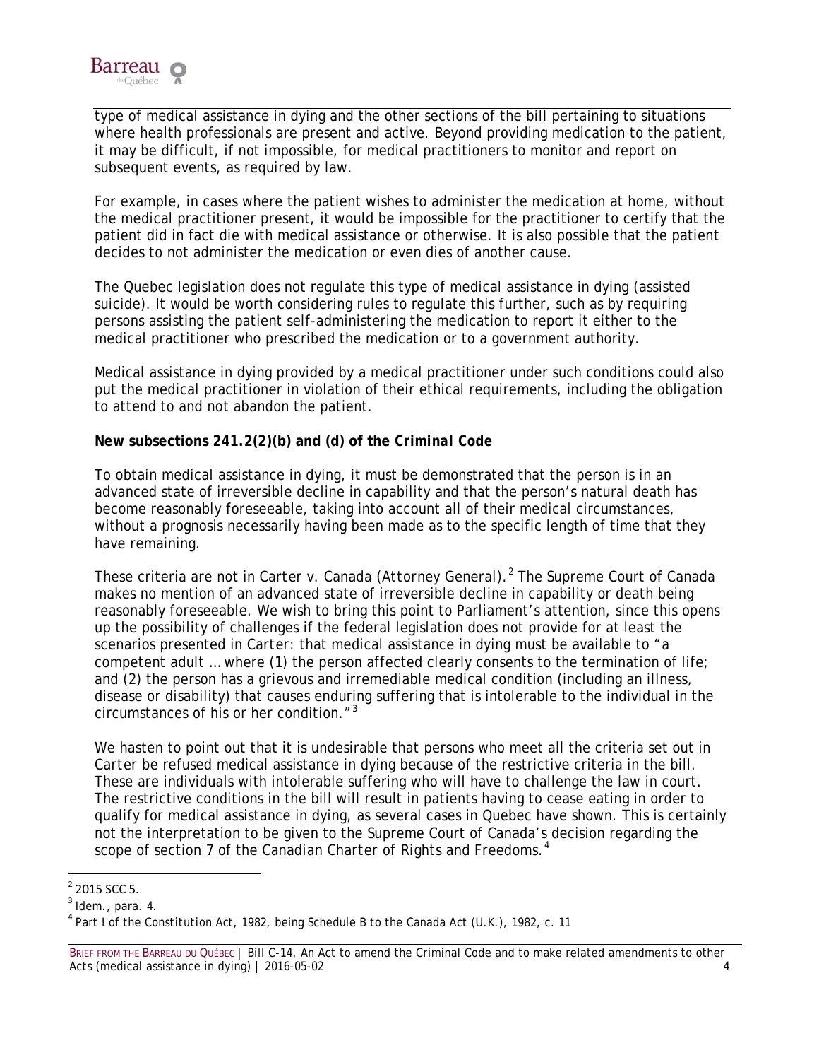type of medical assistance in dying and the other sections of the bill pertaining to situations where health professionals are present and active. Beyond providing medication to the patient, it may be difficult, if not impossible, for medical practitioners to monitor and report on subsequent events, as required by law.

For example, in cases where the patient wishes to administer the medication at home, without the medical practitioner present, it would be impossible for the practitioner to certify that the patient did in fact die with medical assistance or otherwise. It is also possible that the patient decides to not administer the medication or even dies of another cause.

The Quebec legislation does not regulate this type of medical assistance in dying (assisted suicide). It would be worth considering rules to regulate this further, such as by requiring persons assisting the patient self-administering the medication to report it either to the medical practitioner who prescribed the medication or to a government authority.

Medical assistance in dying provided by a medical practitioner under such conditions could also put the medical practitioner in violation of their ethical requirements, including the obligation to attend to and not abandon the patient.

**New subsections 241.2(2)(b) and (d) of the *Criminal Code***

To obtain medical assistance in dying, it must be demonstrated that the person is in an advanced state of irreversible decline in capability and that the person's natural death has become reasonably foreseeable, taking into account all of their medical circumstances, without a prognosis necessarily having been made as to the specific length of time that they have remaining.

These criteria are not in *Carter v. Canada (Attorney General)*.[2] The Supreme Court of Canada makes no mention of an advanced state of irreversible decline in capability or death being reasonably foreseeable. We wish to bring this point to Parliament's attention, since this opens up the possibility of challenges if the federal legislation does not provide for at least the scenarios presented in *Carter*: that medical assistance in dying must be available to "a competent adult … where (1) the person affected clearly consents to the termination of life; and (2) the person has a grievous and irremediable medical condition (including an illness, disease or disability) that causes enduring suffering that is intolerable to the individual in the circumstances of his or her condition."[3]

We hasten to point out that it is undesirable that persons who meet all the criteria set out in *Carter* be refused medical assistance in dying because of the restrictive criteria in the bill. These are individuals with intolerable suffering who will have to challenge the law in court. The restrictive conditions in the bill will result in patients having to cease eating in order to qualify for medical assistance in dying, as several cases in Quebec have shown. This is certainly not the interpretation to be given to the Supreme Court of Canada's decision regarding the scope of section 7 of the *Canadian Charter of Rights and Freedoms*.[4]

[2] 2015 SCC 5.

[3] *Idem.*, para. 4.

[4] Part I of the *Constitution Act, 1982*, being Schedule B to the *Canada Act* (U.K.), 1982, c. 11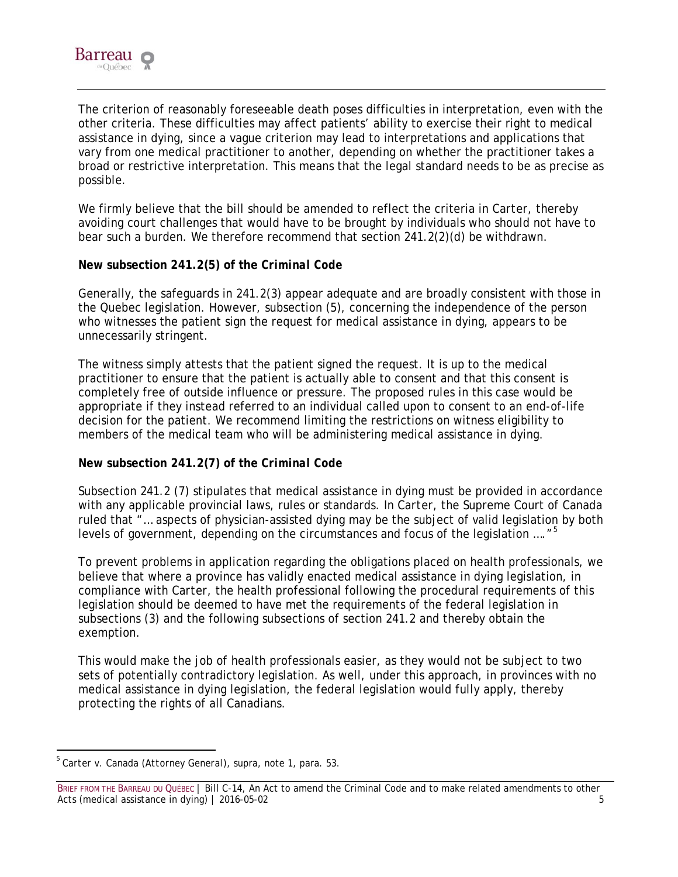The criterion of reasonably foreseeable death poses difficulties in interpretation, even with the other criteria. These difficulties may affect patients' ability to exercise their right to medical assistance in dying, since a vague criterion may lead to interpretations and applications that vary from one medical practitioner to another, depending on whether the practitioner takes a broad or restrictive interpretation. This means that the legal standard needs to be as precise as possible.

We firmly believe that the bill should be amended to reflect the criteria in *Carter*, thereby avoiding court challenges that would have to be brought by individuals who should not have to bear such a burden. We therefore recommend that section 241.2(2)(d) be withdrawn.

**New subsection 241.2(5) of the *Criminal Code***

Generally, the safeguards in 241.2(3) appear adequate and are broadly consistent with those in the Quebec legislation. However, subsection (5), concerning the independence of the person who witnesses the patient sign the request for medical assistance in dying, appears to be unnecessarily stringent.

The witness simply attests that the patient signed the request. It is up to the medical practitioner to ensure that the patient is actually able to consent and that this consent is completely free of outside influence or pressure. The proposed rules in this case would be appropriate if they instead referred to an individual called upon to consent to an end-of-life decision for the patient. We recommend limiting the restrictions on witness eligibility to members of the medical team who will be administering medical assistance in dying.

**New subsection 241.2(7) of the *Criminal Code***

Subsection 241.2 (7) stipulates that medical assistance in dying must be provided in accordance with any applicable provincial laws, rules or standards. In *Carter*, the Supreme Court of Canada ruled that "… aspects of physician-assisted dying may be the subject of valid legislation by both levels of government, depending on the circumstances and focus of the legislation …."[5]

To prevent problems in application regarding the obligations placed on health professionals, we believe that where a province has validly enacted medical assistance in dying legislation, in compliance with *Carter*, the health professional following the procedural requirements of this legislation should be deemed to have met the requirements of the federal legislation in subsections (3) and the following subsections of section 241.2 and thereby obtain the exemption.

This would make the job of health professionals easier, as they would not be subject to two sets of potentially contradictory legislation. As well, under this approach, in provinces with no medical assistance in dying legislation, the federal legislation would fully apply, thereby protecting the rights of all Canadians.

---

[5] *Carter v. Canada (Attorney General)*, *supra*, note 1, para. 53.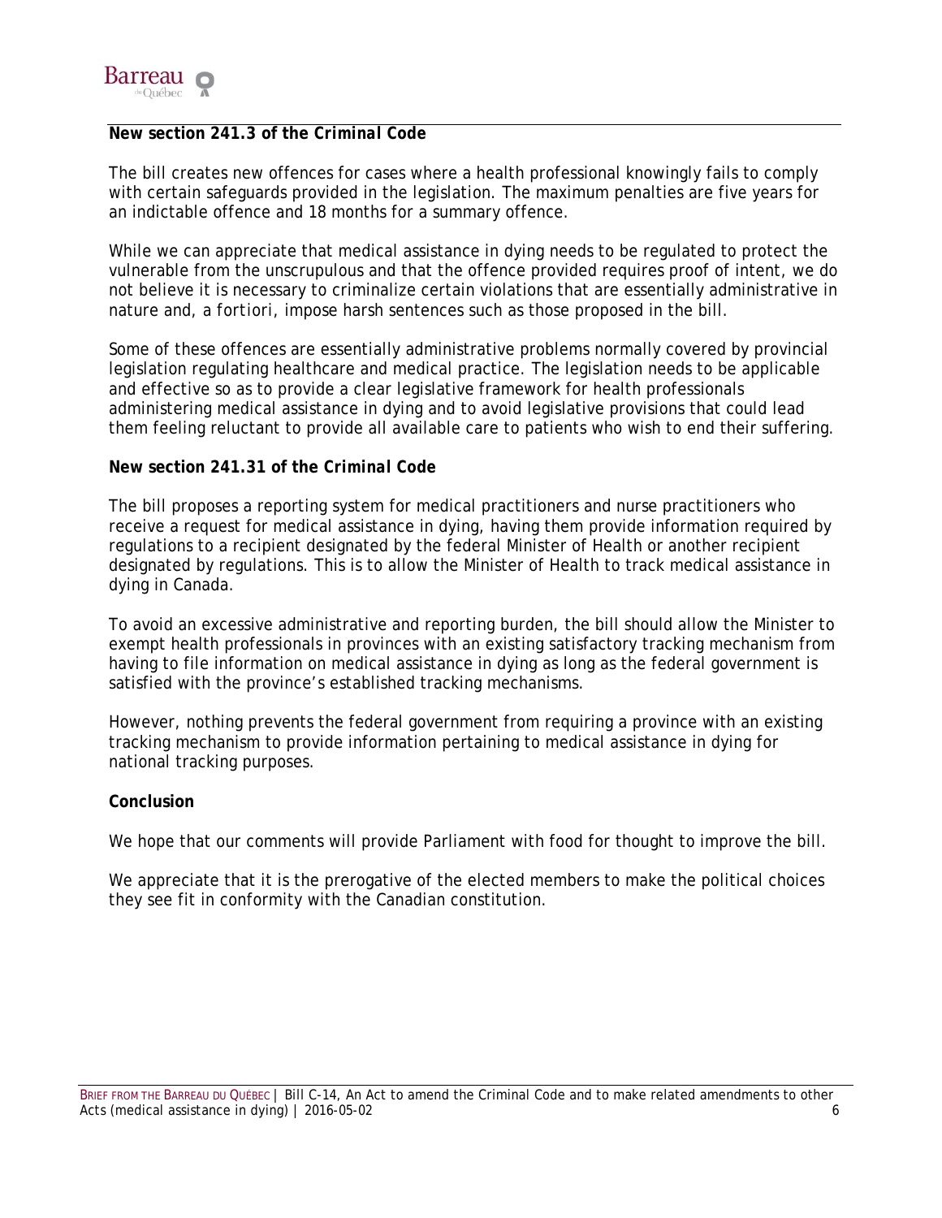**New section 241.3 of the *Criminal Code***

The bill creates new offences for cases where a health professional knowingly fails to comply with certain safeguards provided in the legislation. The maximum penalties are five years for an indictable offence and 18 months for a summary offence.

While we can appreciate that medical assistance in dying needs to be regulated to protect the vulnerable from the unscrupulous and that the offence provided requires proof of intent, we do not believe it is necessary to criminalize certain violations that are essentially administrative in nature and, *a fortiori*, impose harsh sentences such as those proposed in the bill.

Some of these offences are essentially administrative problems normally covered by provincial legislation regulating healthcare and medical practice. The legislation needs to be applicable and effective so as to provide a clear legislative framework for health professionals administering medical assistance in dying and to avoid legislative provisions that could lead them feeling reluctant to provide all available care to patients who wish to end their suffering.

**New section 241.31 of the *Criminal Code***

The bill proposes a reporting system for medical practitioners and nurse practitioners who receive a request for medical assistance in dying, having them provide information required by regulations to a recipient designated by the federal Minister of Health or another recipient designated by regulations. This is to allow the Minister of Health to track medical assistance in dying in Canada.

To avoid an excessive administrative and reporting burden, the bill should allow the Minister to exempt health professionals in provinces with an existing satisfactory tracking mechanism from having to file information on medical assistance in dying as long as the federal government is satisfied with the province's established tracking mechanisms.

However, nothing prevents the federal government from requiring a province with an existing tracking mechanism to provide information pertaining to medical assistance in dying for national tracking purposes.

**Conclusion**

We hope that our comments will provide Parliament with food for thought to improve the bill.

We appreciate that it is the prerogative of the elected members to make the political choices they see fit in conformity with the Canadian constitution.